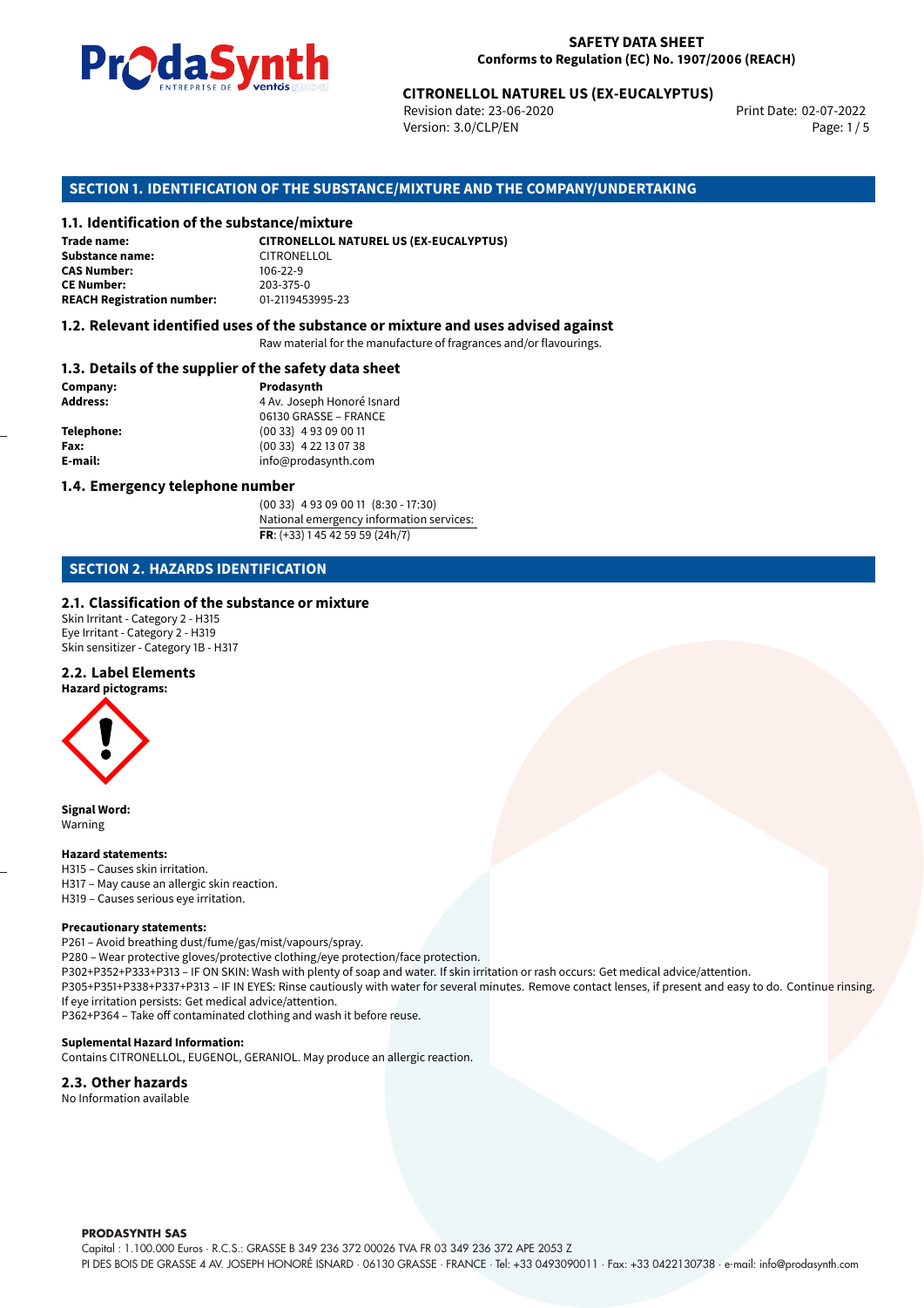**SAFETY DATA SHEET**
**Conforms to Regulation (EC) No. 1907/2006 (REACH)**

**CITRONELLOL NATUREL US (EX-EUCALYPTUS)**
Revision date: 23-06-2020
Version: 3.0/CLP/EN
Print Date: 02-07-2022

## SECTION 1. IDENTIFICATION OF THE SUBSTANCE/MIXTURE AND THE COMPANY/UNDERTAKING

### 1.1. Identification of the substance/mixture

**Trade name:** **CITRONELLOL NATUREL US (EX-EUCALYPTUS)**
**Substance name:** CITRONELLOL
**CAS Number:** 106-22-9
**CE Number:** 203-375-0
**REACH Registration number:** 01-2119453995-23

### 1.2. Relevant identified uses of the substance or mixture and uses advised against

Raw material for the manufacture of fragrances and/or flavourings.

### 1.3. Details of the supplier of the safety data sheet

**Company:** **Prodasynth**
**Address:** 4 Av. Joseph Honoré Isnard
06130 GRASSE – FRANCE
**Telephone:** (00 33) 4 93 09 00 11
**Fax:** (00 33) 4 22 13 07 38
**E-mail:** info@prodasynth.com

### 1.4. Emergency telephone number

(00 33) 4 93 09 00 11 (8:30 - 17:30)
National emergency information services:
**FR**: (+33) 1 45 42 59 59 (24h/7)

## SECTION 2. HAZARDS IDENTIFICATION

### 2.1. Classification of the substance or mixture

Skin Irritant - Category 2 - H315
Eye Irritant - Category 2 - H319
Skin sensitizer - Category 1B - H317

### 2.2. Label Elements

**Hazard pictograms:**

**Signal Word:**
Warning

**Hazard statements:**
H315 – Causes skin irritation.
H317 – May cause an allergic skin reaction.
H319 – Causes serious eye irritation.

**Precautionary statements:**
P261 – Avoid breathing dust/fume/gas/mist/vapours/spray.
P280 – Wear protective gloves/protective clothing/eye protection/face protection.
P302+P352+P333+P313 – IF ON SKIN: Wash with plenty of soap and water. If skin irritation or rash occurs: Get medical advice/attention.
P305+P351+P338+P337+P313 – IF IN EYES: Rinse cautiously with water for several minutes. Remove contact lenses, if present and easy to do. Continue rinsing. If eye irritation persists: Get medical advice/attention.
P362+P364 – Take off contaminated clothing and wash it before reuse.

**Suplemental Hazard Information:**
Contains CITRONELLOL, EUGENOL, GERANIOL. May produce an allergic reaction.

### 2.3. Other hazards

No Information available

**PRODASYNTH SAS**
Capital : 1.100.000 Euros · R.C.S.: GRASSE B 349 236 372 00026 TVA FR 03 349 236 372 APE 2053 Z
PI DES BOIS DE GRASSE 4 AV. JOSEPH HONORÉ ISNARD · 06130 GRASSE · FRANCE · Tel: +33 0493090011 · Fax: +33 0422130738 · e-mail: info@prodasynth.com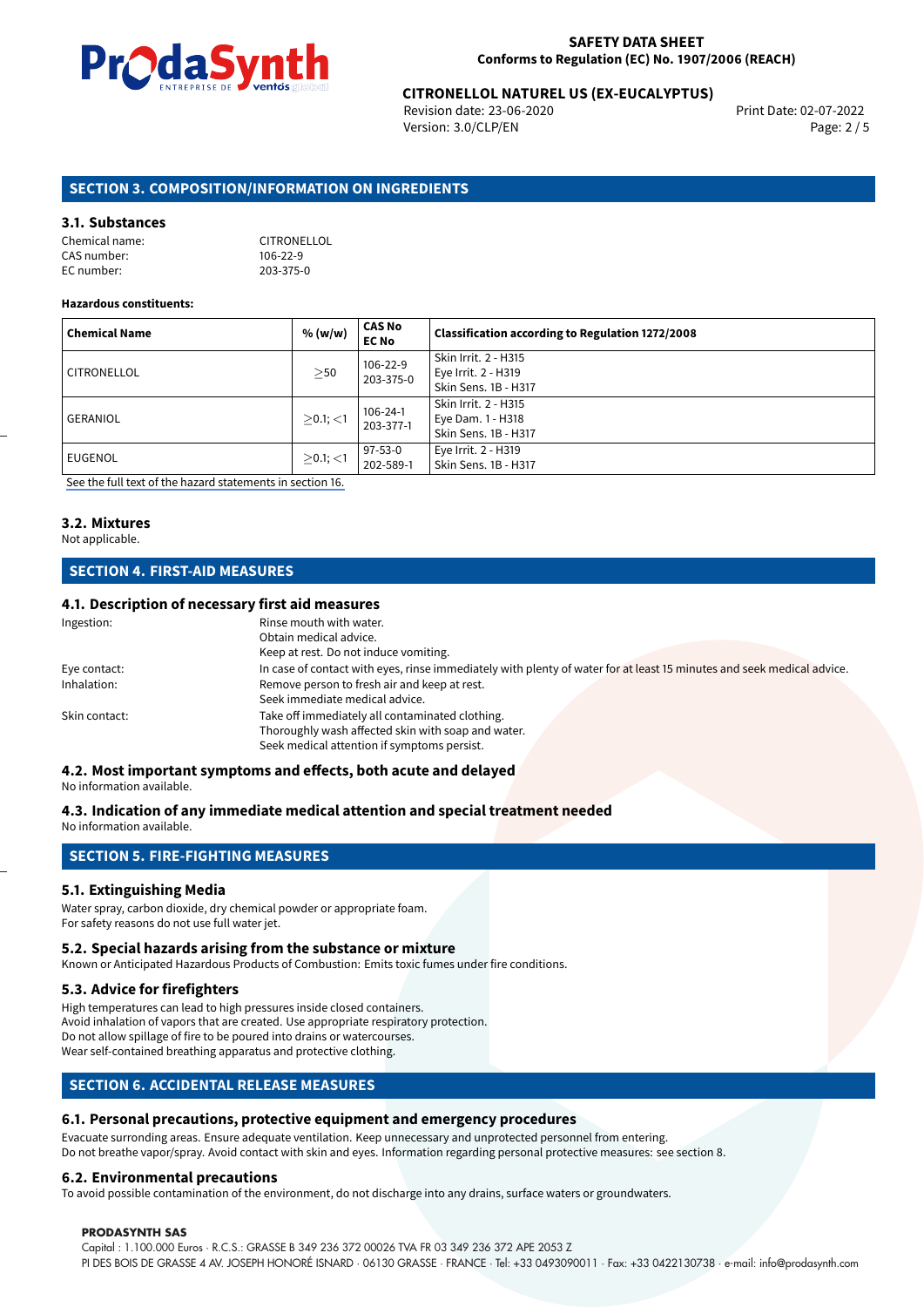## SECTION 3. COMPOSITION/INFORMATION ON INGREDIENTS

### 3.1. Substances

Chemical name: CITRONELLOL
CAS number: 106-22-9
EC number: 203-375-0

**Hazardous constituents:**

| Chemical Name | % (w/w) | CAS No EC No | Classification according to Regulation 1272/2008 |
|---|---|---|---|
| CITRONELLOL | $\geq$50 | 106-22-9 203-375-0 | Skin Irrit. 2 - H315 Eye Irrit. 2 - H319 Skin Sens. 1B - H317 |
| GERANIOL | $\geq$0.1; $<$1 | 106-24-1 203-377-1 | Skin Irrit. 2 - H315 Eye Dam. 1 - H318 Skin Sens. 1B - H317 |
| EUGENOL | $\geq$0.1; $<$1 | 97-53-0 202-589-1 | Eye Irrit. 2 - H319 Skin Sens. 1B - H317 |

See the full text of the hazard statements in section 16.

### 3.2. Mixtures

Not applicable.

## SECTION 4. FIRST-AID MEASURES

### 4.1. Description of necessary first aid measures

Ingestion: Rinse mouth with water.
Obtain medical advice.
Keep at rest. Do not induce vomiting.

Eye contact: In case of contact with eyes, rinse immediately with plenty of water for at least 15 minutes and seek medical advice.

Inhalation: Remove person to fresh air and keep at rest.
Seek immediate medical advice.

Skin contact: Take off immediately all contaminated clothing.
Thoroughly wash affected skin with soap and water.
Seek medical attention if symptoms persist.

### 4.2. Most important symptoms and effects, both acute and delayed

No information available.

### 4.3. Indication of any immediate medical attention and special treatment needed

No information available.

## SECTION 5. FIRE-FIGHTING MEASURES

### 5.1. Extinguishing Media

Water spray, carbon dioxide, dry chemical powder or appropriate foam.
For safety reasons do not use full water jet.

### 5.2. Special hazards arising from the substance or mixture

Known or Anticipated Hazardous Products of Combustion: Emits toxic fumes under fire conditions.

### 5.3. Advice for firefighters

High temperatures can lead to high pressures inside closed containers.
Avoid inhalation of vapors that are created. Use appropriate respiratory protection.
Do not allow spillage of fire to be poured into drains or watercourses.
Wear self-contained breathing apparatus and protective clothing.

## SECTION 6. ACCIDENTAL RELEASE MEASURES

### 6.1. Personal precautions, protective equipment and emergency procedures

Evacuate surrounding areas. Ensure adequate ventilation. Keep unnecessary and unprotected personnel from entering.
Do not breathe vapor/spray. Avoid contact with skin and eyes. Information regarding personal protective measures: see section 8.

### 6.2. Environmental precautions

To avoid possible contamination of the environment, do not discharge into any drains, surface waters or groundwaters.

**PRODASYNTH SAS**
Capital : 1.100.000 Euros · R.C.S.: GRASSE B 349 236 372 00026 TVA FR 03 349 236 372 APE 2053 Z
PI DES BOIS DE GRASSE 4 AV. JOSEPH HONORÉ ISNARD · 06130 GRASSE · FRANCE · Tel: +33 0493090011 · Fax: +33 0422130738 · e-mail: info@prodasynth.com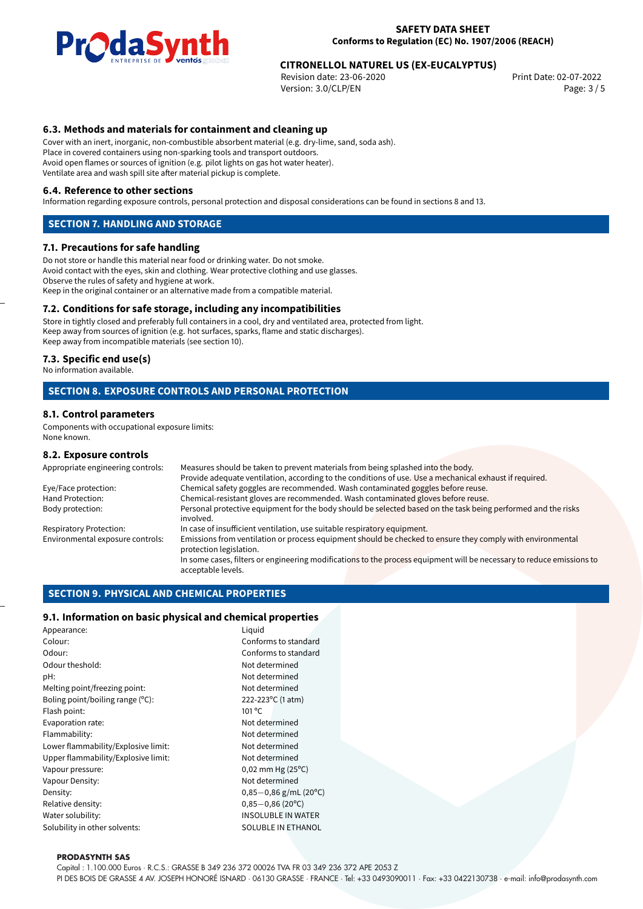### 6.3. Methods and materials for containment and cleaning up

Cover with an inert, inorganic, non-combustible absorbent material (e.g. dry-lime, sand, soda ash).
Place in covered containers using non-sparking tools and transport outdoors.
Avoid open flames or sources of ignition (e.g. pilot lights on gas hot water heater).
Ventilate area and wash spill site after material pickup is complete.

### 6.4. Reference to other sections

Information regarding exposure controls, personal protection and disposal considerations can be found in sections 8 and 13.

## SECTION 7. HANDLING AND STORAGE

### 7.1. Precautions for safe handling

Do not store or handle this material near food or drinking water. Do not smoke.
Avoid contact with the eyes, skin and clothing. Wear protective clothing and use glasses.
Observe the rules of safety and hygiene at work.
Keep in the original container or an alternative made from a compatible material.

### 7.2. Conditions for safe storage, including any incompatibilities

Store in tightly closed and preferably full containers in a cool, dry and ventilated area, protected from light.
Keep away from sources of ignition (e.g. hot surfaces, sparks, flame and static discharges).
Keep away from incompatible materials (see section 10).

### 7.3. Specific end use(s)

No information available.

## SECTION 8. EXPOSURE CONTROLS AND PERSONAL PROTECTION

### 8.1. Control parameters

Components with occupational exposure limits:
None known.

### 8.2. Exposure controls

| | |
|---|---|
| Appropriate engineering controls: | Measures should be taken to prevent materials from being splashed into the body. Provide adequate ventilation, according to the conditions of use. Use a mechanical exhaust if required. |
| Eye/Face protection: | Chemical safety goggles are recommended. Wash contaminated goggles before reuse. |
| Hand Protection: | Chemical-resistant gloves are recommended. Wash contaminated gloves before reuse. |
| Body protection: | Personal protective equipment for the body should be selected based on the task being performed and the risks involved. |
| Respiratory Protection: | In case of insufficient ventilation, use suitable respiratory equipment. |
| Environmental exposure controls: | Emissions from ventilation or process equipment should be checked to ensure they comply with environmental protection legislation. In some cases, filters or engineering modifications to the process equipment will be necessary to reduce emissions to acceptable levels. |

## SECTION 9. PHYSICAL AND CHEMICAL PROPERTIES

### 9.1. Information on basic physical and chemical properties

| | |
|---|---|
| Appearance: | Liquid |
| Colour: | Conforms to standard |
| Odour: | Conforms to standard |
| Odour theshold: | Not determined |
| pH: | Not determined |
| Melting point/freezing point: | Not determined |
| Boling point/boiling range (°C): | 222-223°C (1 atm) |
| Flash point: | 101 °C |
| Evaporation rate: | Not determined |
| Flammability: | Not determined |
| Lower flammability/Explosive limit: | Not determined |
| Upper flammability/Explosive limit: | Not determined |
| Vapour pressure: | 0,02 mm Hg (25°C) |
| Vapour Density: | Not determined |
| Density: | 0,85−0,86 g/mL (20°C) |
| Relative density: | 0,85−0,86 (20°C) |
| Water solubility: | INSOLUBLE IN WATER |
| Solubility in other solvents: | SOLUBLE IN ETHANOL |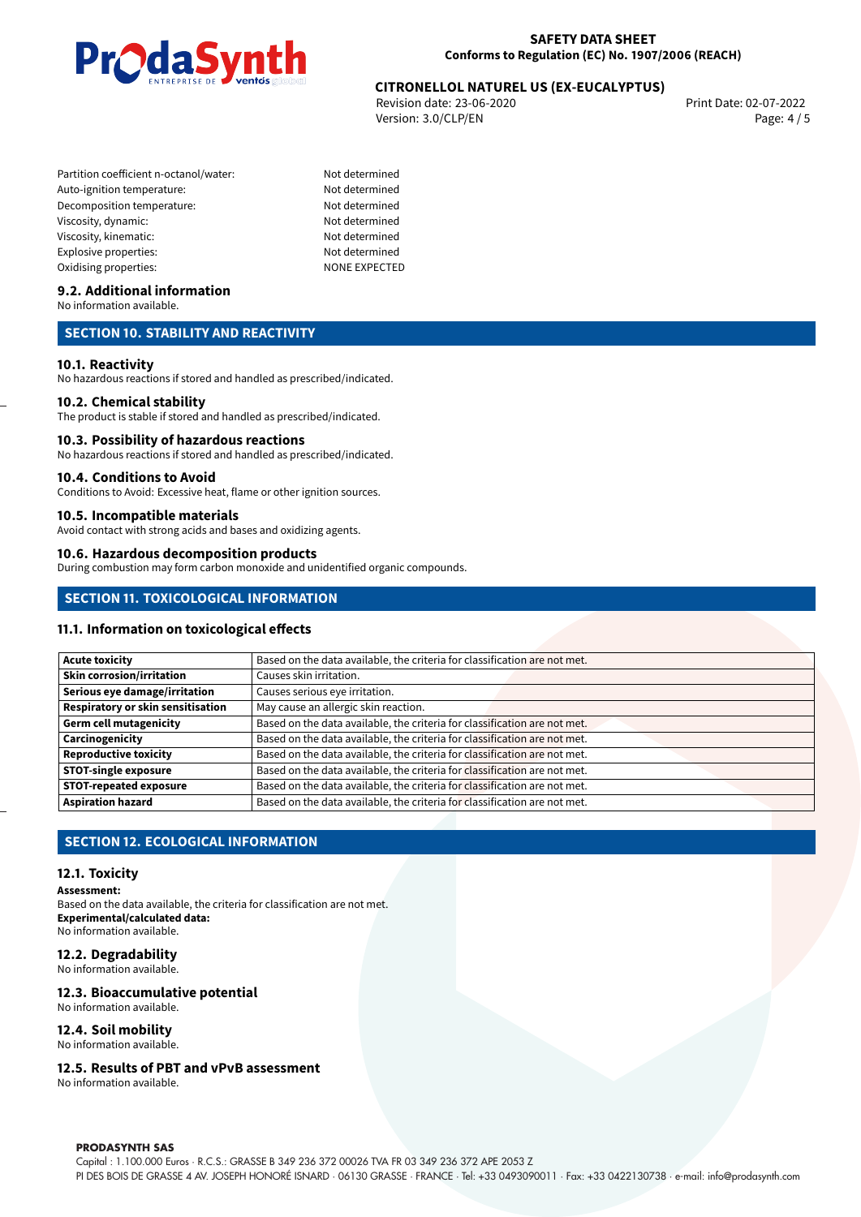| | |
|---|---|
| Partition coefficient n-octanol/water: | Not determined |
| Auto-ignition temperature: | Not determined |
| Decomposition temperature: | Not determined |
| Viscosity, dynamic: | Not determined |
| Viscosity, kinematic: | Not determined |
| Explosive properties: | Not determined |
| Oxidising properties: | NONE EXPECTED |

### 9.2. Additional information

No information available.

## SECTION 10. STABILITY AND REACTIVITY

### 10.1. Reactivity

No hazardous reactions if stored and handled as prescribed/indicated.

### 10.2. Chemical stability

The product is stable if stored and handled as prescribed/indicated.

### 10.3. Possibility of hazardous reactions

No hazardous reactions if stored and handled as prescribed/indicated.

### 10.4. Conditions to Avoid

Conditions to Avoid: Excessive heat, flame or other ignition sources.

### 10.5. Incompatible materials

Avoid contact with strong acids and bases and oxidizing agents.

### 10.6. Hazardous decomposition products

During combustion may form carbon monoxide and unidentified organic compounds.

## SECTION 11. TOXICOLOGICAL INFORMATION

### 11.1. Information on toxicological effects

| | |
|---|---|
| **Acute toxicity** | Based on the data available, the criteria for classification are not met. |
| **Skin corrosion/irritation** | Causes skin irritation. |
| **Serious eye damage/irritation** | Causes serious eye irritation. |
| **Respiratory or skin sensitisation** | May cause an allergic skin reaction. |
| **Germ cell mutagenicity** | Based on the data available, the criteria for classification are not met. |
| **Carcinogenicity** | Based on the data available, the criteria for classification are not met. |
| **Reproductive toxicity** | Based on the data available, the criteria for classification are not met. |
| **STOT-single exposure** | Based on the data available, the criteria for classification are not met. |
| **STOT-repeated exposure** | Based on the data available, the criteria for classification are not met. |
| **Aspiration hazard** | Based on the data available, the criteria for classification are not met. |

## SECTION 12. ECOLOGICAL INFORMATION

### 12.1. Toxicity

**Assessment:**
Based on the data available, the criteria for classification are not met.
**Experimental/calculated data:**
No information available.

### 12.2. Degradability

No information available.

### 12.3. Bioaccumulative potential

No information available.

### 12.4. Soil mobility

No information available.

### 12.5. Results of PBT and vPvB assessment

No information available.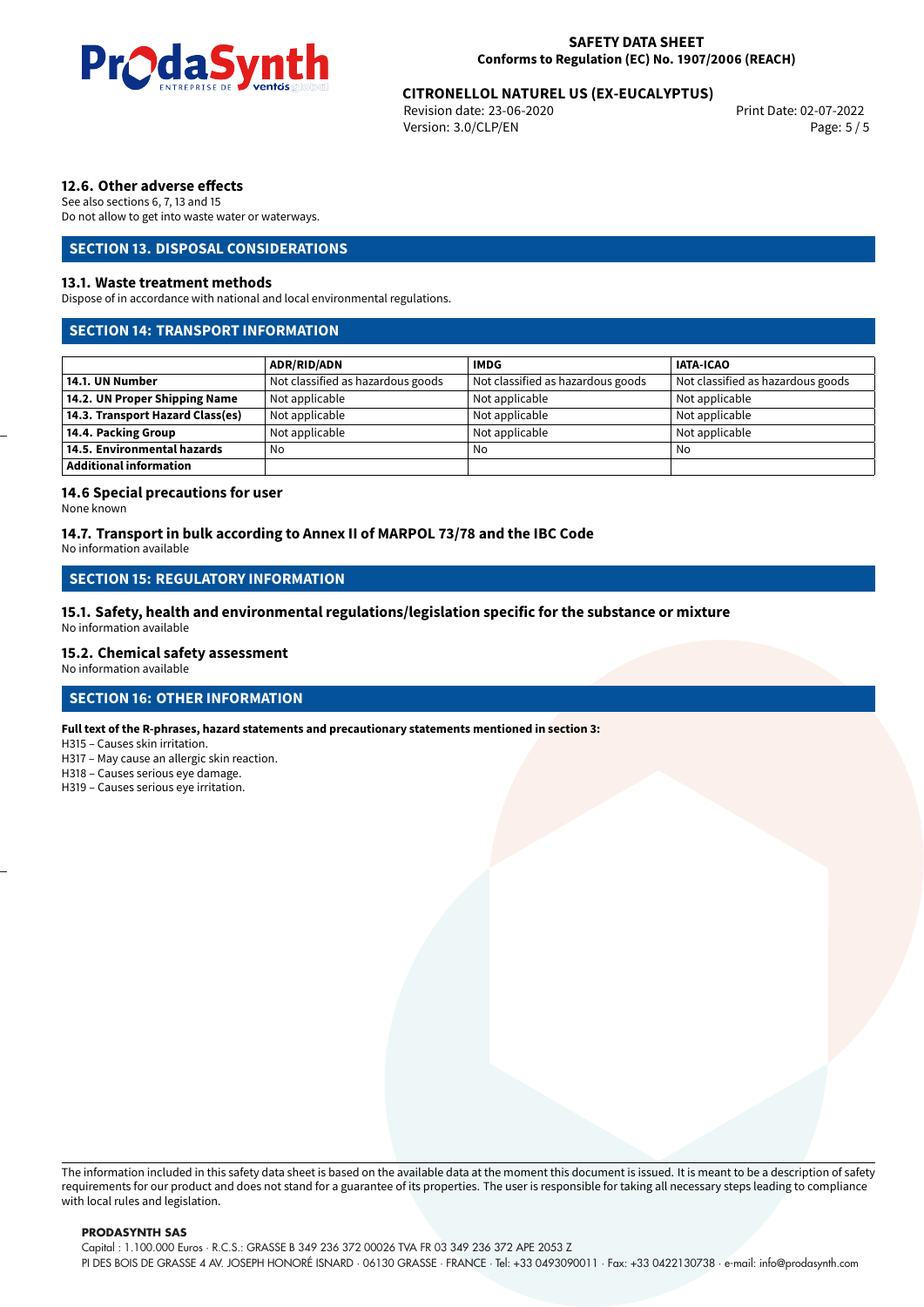### 12.6. Other adverse effects

See also sections 6, 7, 13 and 15

Do not allow to get into waste water or waterways.

## SECTION 13. DISPOSAL CONSIDERATIONS

### 13.1. Waste treatment methods

Dispose of in accordance with national and local environmental regulations.

## SECTION 14: TRANSPORT INFORMATION

| | ADR/RID/ADN | IMDG | IATA-ICAO |
|---|---|---|---|
| **14.1. UN Number** | Not classified as hazardous goods | Not classified as hazardous goods | Not classified as hazardous goods |
| **14.2. UN Proper Shipping Name** | Not applicable | Not applicable | Not applicable |
| **14.3. Transport Hazard Class(es)** | Not applicable | Not applicable | Not applicable |
| **14.4. Packing Group** | Not applicable | Not applicable | Not applicable |
| **14.5. Environmental hazards** | No | No | No |
| **Additional information** | | | |

### 14.6 Special precautions for user

None known

### 14.7. Transport in bulk according to Annex II of MARPOL 73/78 and the IBC Code

No information available

## SECTION 15: REGULATORY INFORMATION

### 15.1. Safety, health and environmental regulations/legislation specific for the substance or mixture

No information available

### 15.2. Chemical safety assessment

No information available

## SECTION 16: OTHER INFORMATION

**Full text of the R-phrases, hazard statements and precautionary statements mentioned in section 3:**

H315 – Causes skin irritation.

H317 – May cause an allergic skin reaction.

H318 – Causes serious eye damage.

H319 – Causes serious eye irritation.

The information included in this safety data sheet is based on the available data at the moment this document is issued. It is meant to be a description of safety requirements for our product and does not stand for a guarantee of its properties. The user is responsible for taking all necessary steps leading to compliance with local rules and legislation.

**PRODASYNTH SAS**

Capital : 1.100.000 Euros · R.C.S.: GRASSE B 349 236 372 00026 TVA FR 03 349 236 372 APE 2053 Z

PI DES BOIS DE GRASSE 4 AV. JOSEPH HONORÉ ISNARD · 06130 GRASSE · FRANCE · Tel: +33 0493090011 · Fax: +33 0422130738 · e-mail: info@prodasynth.com